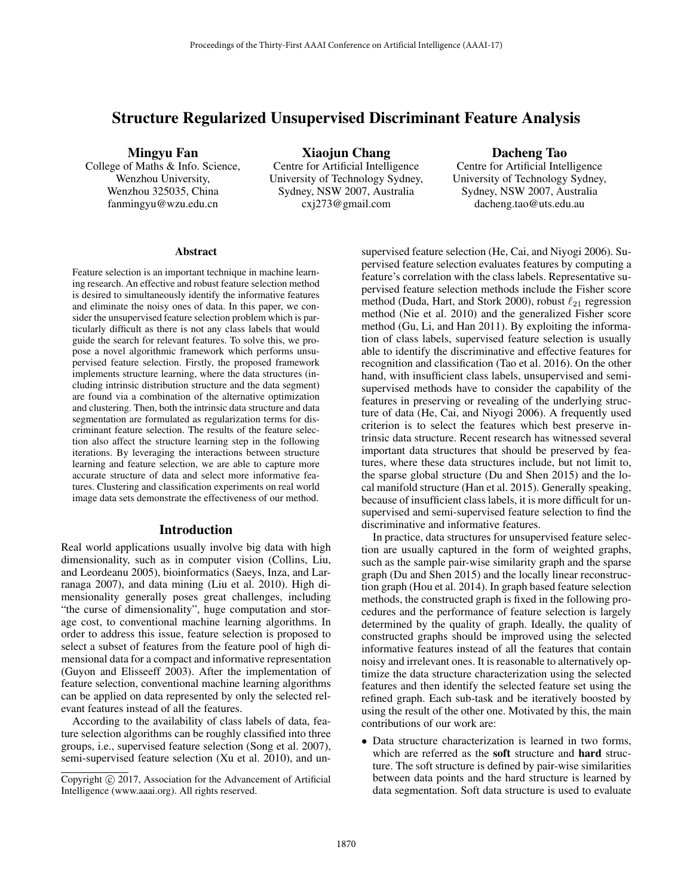# Structure Regularized Unsupervised Discriminant Feature Analysis

**Mingyu Fan**
College of Maths & Info. Science,
Wenzhou University,
Wenzhou 325035, China
fanmingyu@wzu.edu.cn

**Xiaojun Chang**
Centre for Artificial Intelligence
University of Technology Sydney,
Sydney, NSW 2007, Australia
cxj273@gmail.com

**Dacheng Tao**
Centre for Artificial Intelligence
University of Technology Sydney,
Sydney, NSW 2007, Australia
dacheng.tao@uts.edu.au

## Abstract

Feature selection is an important technique in machine learning research. An effective and robust feature selection method is desired to simultaneously identify the informative features and eliminate the noisy ones of data. In this paper, we consider the unsupervised feature selection problem which is particularly difficult as there is not any class labels that would guide the search for relevant features. To solve this, we propose a novel algorithmic framework which performs unsupervised feature selection. Firstly, the proposed framework implements structure learning, where the data structures (including intrinsic distribution structure and the data segment) are found via a combination of the alternative optimization and clustering. Then, both the intrinsic data structure and data segmentation are formulated as regularization terms for discriminant feature selection. The results of the feature selection also affect the structure learning step in the following iterations. By leveraging the interactions between structure learning and feature selection, we are able to capture more accurate structure of data and select more informative features. Clustering and classification experiments on real world image data sets demonstrate the effectiveness of our method.

## Introduction

Real world applications usually involve big data with high dimensionality, such as in computer vision (Collins, Liu, and Leordeanu 2005), bioinformatics (Saeys, Inza, and Larranaga 2007), and data mining (Liu et al. 2010). High dimensionality generally poses great challenges, including "the curse of dimensionality", huge computation and storage cost, to conventional machine learning algorithms. In order to address this issue, feature selection is proposed to select a subset of features from the feature pool of high dimensional data for a compact and informative representation (Guyon and Elisseeff 2003). After the implementation of feature selection, conventional machine learning algorithms can be applied on data represented by only the selected relevant features instead of all the features.

According to the availability of class labels of data, feature selection algorithms can be roughly classified into three groups, i.e., supervised feature selection (Song et al. 2007), semi-supervised feature selection (Xu et al. 2010), and unsupervised feature selection (He, Cai, and Niyogi 2006). Supervised feature selection evaluates features by computing a feature's correlation with the class labels. Representative supervised feature selection methods include the Fisher score method (Duda, Hart, and Stork 2000), robust $\ell_{21}$ regression method (Nie et al. 2010) and the generalized Fisher score method (Gu, Li, and Han 2011). By exploiting the information of class labels, supervised feature selection is usually able to identify the discriminative and effective features for recognition and classification (Tao et al. 2016). On the other hand, with insufficient class labels, unsupervised and semi-supervised methods have to consider the capability of the features in preserving or revealing of the underlying structure of data (He, Cai, and Niyogi 2006). A frequently used criterion is to select the features which best preserve intrinsic data structure. Recent research has witnessed several important data structures that should be preserved by features, where these data structures include, but not limit to, the sparse global structure (Du and Shen 2015) and the local manifold structure (Han et al. 2015). Generally speaking, because of insufficient class labels, it is more difficult for unsupervised and semi-supervised feature selection to find the discriminative and informative features.

In practice, data structures for unsupervised feature selection are usually captured in the form of weighted graphs, such as the sample pair-wise similarity graph and the sparse graph (Du and Shen 2015) and the locally linear reconstruction graph (Hou et al. 2014). In graph based feature selection methods, the constructed graph is fixed in the following procedures and the performance of feature selection is largely determined by the quality of graph. Ideally, the quality of constructed graphs should be improved using the selected informative features instead of all the features that contain noisy and irrelevant ones. It is reasonable to alternatively optimize the data structure characterization using the selected features and then identify the selected feature set using the refined graph. Each sub-task and be iteratively boosted by using the result of the other one. Motivated by this, the main contributions of our work are:

- Data structure characterization is learned in two forms, which are referred as the **soft** structure and **hard** structure. The soft structure is defined by pair-wise similarities between data points and the hard structure is learned by data segmentation. Soft data structure is used to evaluate

Copyright © 2017, Association for the Advancement of Artificial Intelligence (www.aaai.org). All rights reserved.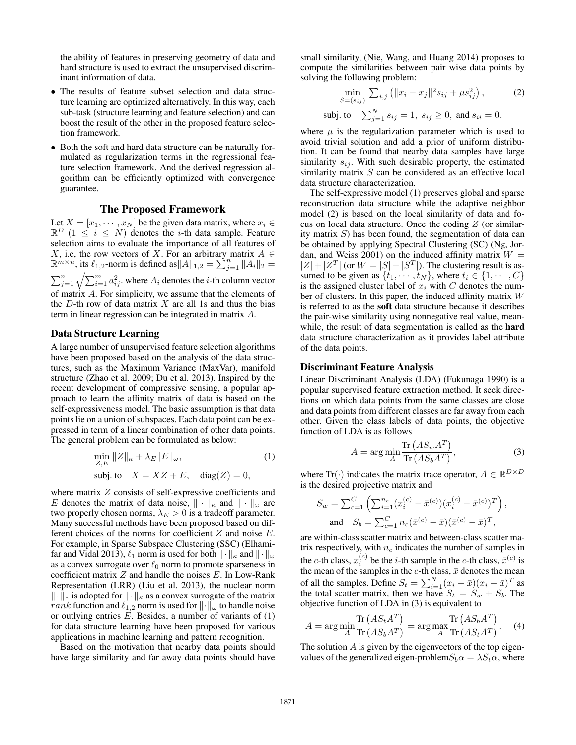the ability of features in preserving geometry of data and hard structure is used to extract the unsupervised discriminant information of data.

- The results of feature subset selection and data structure learning are optimized alternatively. In this way, each sub-task (structure learning and feature selection) and can boost the result of the other in the proposed feature selection framework.
- Both the soft and hard data structure can be naturally formulated as regularization terms in the regressional feature selection framework. And the derived regression algorithm can be efficiently optimized with convergence guarantee.

## The Proposed Framework

Let $X = [x_1, \cdots, x_N]$ be the given data matrix, where $x_i \in \mathbb{R}^D$ $(1 \le i \le N)$ denotes the $i$-th data sample. Feature selection aims to evaluate the importance of all features of $X$, i.e, the row vectors of $X$. For an arbitrary matrix $A \in \mathbb{R}^{m \times n}$, its $\ell_{1,2}$-norm is defined as $\|A\|_{1,2} = \sum_{j=1}^{n} \|A_i\|_2 = \sum_{j=1}^{n} \sqrt{\sum_{i=1}^{m} a_{ij}^2}$. where $A_i$ denotes the $i$-th column vector of matrix $A$. For simplicity, we assume that the elements of the $D$-th row of data matrix $X$ are all 1s and thus the bias term in linear regression can be integrated in matrix $A$.

### Data Structure Learning

A large number of unsupervised feature selection algorithms have been proposed based on the analysis of the data structures, such as the Maximum Variance (MaxVar), manifold structure (Zhao et al. 2009; Du et al. 2013). Inspired by the recent development of compressive sensing, a popular approach to learn the affinity matrix of data is based on the self-expressiveness model. The basic assumption is that data points lie on a union of subspaces. Each data point can be expressed in term of a linear combination of other data points. The general problem can be formulated as below:

$$\min_{Z,E} \|Z\|_\kappa + \lambda_E \|E\|_\omega, \qquad (1)$$
$$\text{subj. to} \quad X = XZ + E, \quad \text{diag}(Z) = 0,$$

where matrix $Z$ consists of self-expressive coefficients and $E$ denotes the matrix of data noise, $\|\cdot\|_\kappa$ and $\|\cdot\|_\omega$ are two properly chosen norms, $\lambda_E > 0$ is a tradeoff parameter. Many successful methods have been proposed based on different choices of the norms for coefficient $Z$ and noise $E$. For example, in Sparse Subspace Clustering (SSC) (Elhamifar and Vidal 2013), $\ell_1$ norm is used for both $\|\cdot\|_\kappa$ and $\|\cdot\|_\omega$ as a convex surrogate over $\ell_0$ norm to promote sparseness in coefficient matrix $Z$ and handle the noises $E$. In Low-Rank Representation (LRR) (Liu et al. 2013), the nuclear norm $\|\cdot\|_*$ is adopted for $\|\cdot\|_\kappa$ as a convex surrogate of the matrix $rank$ function and $\ell_{1,2}$ norm is used for $\|\cdot\|_\omega$ to handle noise or outlying entries $E$. Besides, a number of variants of (1) for data structure learning have been proposed for various applications in machine learning and pattern recognition.

Based on the motivation that nearby data points should have large similarity and far away data points should have small similarity, (Nie, Wang, and Huang 2014) proposes to compute the similarities between pair wise data points by solving the following problem:

$$\min_{S=(s_{ij})} \sum_{i,j} \left(\|x_i - x_j\|^2 s_{ij} + \mu s_{ij}^2\right), \qquad (2)$$
$$\text{subj. to} \quad \sum_{j=1}^{N} s_{ij} = 1, \; s_{ij} \ge 0, \text{ and } s_{ii} = 0.$$

where $\mu$ is the regularization parameter which is used to avoid trivial solution and add a prior of uniform distribution. It can be found that nearby data samples have large similarity $s_{ij}$. With such desirable property, the estimated similarity matrix $S$ can be considered as an effective local data structure characterization.

The self-expressive model (1) preserves global and sparse reconstruction data structure while the adaptive neighbor model (2) is based on the local similarity of data and focus on local data structure. Once the coding $Z$ (or similarity matrix $S$) has been found, the segmentation of data can be obtained by applying Spectral Clustering (SC) (Ng, Jordan, and Weiss 2001) on the induced affinity matrix $W = |Z| + |Z^T|$ (or $W = |S| + |S^T|$). The clustering result is assumed to be given as $\{t_1, \cdots, t_N\}$, where $t_i \in \{1, \cdots, C\}$ is the assigned cluster label of $x_i$ with $C$ denotes the number of clusters. In this paper, the induced affinity matrix $W$ is referred to as the **soft** data structure because it describes the pair-wise similarity using nonnegative real value, meanwhile, the result of data segmentation is called as the **hard** data structure characterization as it provides label attribute of the data points.

### Discriminant Feature Analysis

Linear Discriminant Analysis (LDA) (Fukunaga 1990) is a popular supervised feature extraction method. It seek directions on which data points from the same classes are close and data points from different classes are far away from each other. Given the class labels of data points, the objective function of LDA is as follows

$$A = \arg\min_{A} \frac{\text{Tr}\left(AS_wA^T\right)}{\text{Tr}\left(AS_bA^T\right)}, \qquad (3)$$

where $\text{Tr}(\cdot)$ indicates the matrix trace operator, $A \in \mathbb{R}^{D \times D}$ is the desired projective matrix and

$$S_w = \sum_{c=1}^{C} \left(\sum_{i=1}^{n_c} (x_i^{(c)} - \bar{x}^{(c)})(x_i^{(c)} - \bar{x}^{(c)})^T\right),$$
$$\text{and} \quad S_b = \sum_{c=1}^{C} n_c(\bar{x}^{(c)} - \bar{x})(\bar{x}^{(c)} - \bar{x})^T,$$

are within-class scatter matrix and between-class scatter matrix respectively, with $n_c$ indicates the number of samples in the $c$-th class, $x_i^{(c)}$ be the $i$-th sample in the $c$-th class, $\bar{x}^{(c)}$ is the mean of the samples in the $c$-th class, $\bar{x}$ denotes the mean of all the samples. Define $S_t = \sum_{i=1}^{N} (x_i - \bar{x})(x_i - \bar{x})^T$ as the total scatter matrix, then we have $S_t = S_w + S_b$. The objective function of LDA in (3) is equivalent to

$$A = \arg\min_{A} \frac{\text{Tr}\left(AS_tA^T\right)}{\text{Tr}\left(AS_bA^T\right)} = \arg\max_{A} \frac{\text{Tr}\left(AS_bA^T\right)}{\text{Tr}\left(AS_tA^T\right)}. \qquad (4)$$

The solution $A$ is given by the eigenvectors of the top eigenvalues of the generalized eigen-problem $S_b\alpha = \lambda S_t \alpha$, where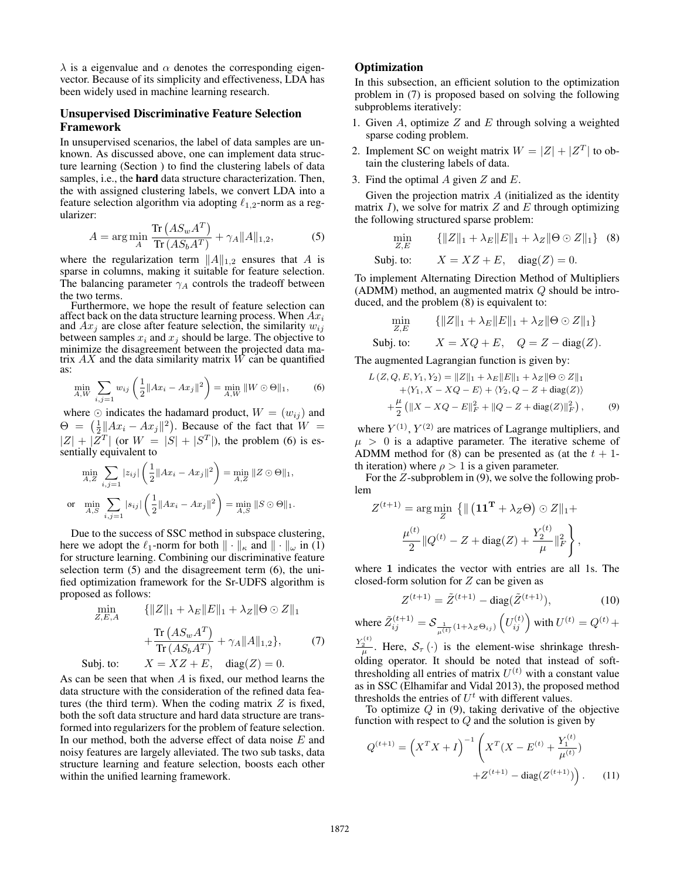$\lambda$ is a eigenvalue and $\alpha$ denotes the corresponding eigenvector. Because of its simplicity and effectiveness, LDA has been widely used in machine learning research.

### Unsupervised Discriminative Feature Selection Framework

In unsupervised scenarios, the label of data samples are unknown. As discussed above, one can implement data structure learning (Section ) to find the clustering labels of data samples, i.e., the **hard** data structure characterization. Then, the with assigned clustering labels, we convert LDA into a feature selection algorithm via adopting $\ell_{1,2}$-norm as a regularizer:

$$A = \arg\min_{A} \frac{\mathrm{Tr}\left(AS_w A^T\right)}{\mathrm{Tr}\left(AS_b A^T\right)} + \gamma_A \|A\|_{1,2}, \tag{5}$$

where the regularization term $\|A\|_{1,2}$ ensures that $A$ is sparse in columns, making it suitable for feature selection. The balancing parameter $\gamma_A$ controls the tradeoff between the two terms.

Furthermore, we hope the result of feature selection can affect back on the data structure learning process. When $Ax_i$ and $Ax_j$ are close after feature selection, the similarity $w_{ij}$ between samples $x_i$ and $x_j$ should be large. The objective to minimize the disagreement between the projected data matrix $AX$ and the data similarity matrix $W$ can be quantified as:

$$\min_{A,W} \sum_{i,j=1} w_{ij}\left(\frac{1}{2}\|Ax_i - Ax_j\|^2\right) = \min_{A,W} \|W \odot \Theta\|_1, \tag{6}$$

where $\odot$ indicates the hadamard product, $W = (w_{ij})$ and $\Theta = \left(\frac{1}{2}\|Ax_i - Ax_j\|^2\right)$. Because of the fact that $W = |Z| + |Z^T|$ (or $W = |S| + |S^T|$), the problem (6) is essentially equivalent to

$$\min_{A,Z} \sum_{i,j=1} |z_{ij}|\left(\frac{1}{2}\|Ax_i - Ax_j\|^2\right) = \min_{A,Z} \|Z \odot \Theta\|_1,$$

$$\text{or} \quad \min_{A,S} \sum_{i,j=1} |s_{ij}|\left(\frac{1}{2}\|Ax_i - Ax_j\|^2\right) = \min_{A,S} \|S \odot \Theta\|_1.$$

Due to the success of SSC method in subspace clustering, here we adopt the $\ell_1$-norm for both $\|\cdot\|_\kappa$ and $\|\cdot\|_\omega$ in (1) for structure learning. Combining our discriminative feature selection term (5) and the disagreement term (6), the unified optimization framework for the Sr-UDFS algorithm is proposed as follows:

$$\begin{aligned} \min_{Z,E,A} \quad & \{\|Z\|_1 + \lambda_E \|E\|_1 + \lambda_Z \|\Theta \odot Z\|_1 \\ & + \frac{\mathrm{Tr}\left(AS_w A^T\right)}{\mathrm{Tr}\left(AS_b A^T\right)} + \gamma_A \|A\|_{1,2}\}, \qquad (7) \\ \text{Subj. to:} \quad & X = XZ + E, \quad \mathrm{diag}(Z) = 0. \end{aligned}$$

As can be seen that when $A$ is fixed, our method learns the data structure with the consideration of the refined data features (the third term). When the coding matrix $Z$ is fixed, both the soft data structure and hard data structure are transformed into regularizers for the problem of feature selection. In our method, both the adverse effect of data noise $E$ and noisy features are largely alleviated. The two sub tasks, data structure learning and feature selection, boosts each other within the unified learning framework.

### Optimization

In this subsection, an efficient solution to the optimization problem in (7) is proposed based on solving the following subproblems iteratively:

1. Given $A$, optimize $Z$ and $E$ through solving a weighted sparse coding problem.
2. Implement SC on weight matrix $W = |Z| + |Z^T|$ to obtain the clustering labels of data.
3. Find the optimal $A$ given $Z$ and $E$.

Given the projection matrix $A$ (initialized as the identity matrix $I$), we solve for matrix $Z$ and $E$ through optimizing the following structured sparse problem:

$$\begin{aligned} \min_{Z,E} \quad & \{\|Z\|_1 + \lambda_E \|E\|_1 + \lambda_Z \|\Theta \odot Z\|_1\} \qquad (8) \\ \text{Subj. to:} \quad & X = XZ + E, \quad \mathrm{diag}(Z) = 0. \end{aligned}$$

To implement Alternating Direction Method of Multipliers (ADMM) method, an augmented matrix $Q$ should be introduced, and the problem (8) is equivalent to:

$$\begin{aligned} \min_{Z,E} \quad & \{\|Z\|_1 + \lambda_E \|E\|_1 + \lambda_Z \|\Theta \odot Z\|_1\} \\ \text{Subj. to:} \quad & X = XQ + E, \quad Q = Z - \mathrm{diag}(Z). \end{aligned}$$

The augmented Lagrangian function is given by:

$$\begin{aligned} L(Z, Q, E, Y_1, Y_2) = & \|Z\|_1 + \lambda_E \|E\|_1 + \lambda_Z \|\Theta \odot Z\|_1 \\ & + \langle Y_1, X - XQ - E\rangle + \langle Y_2, Q - Z + \mathrm{diag}(Z)\rangle \\ & + \frac{\mu}{2}\left(\|X - XQ - E\|_F^2 + \|Q - Z + \mathrm{diag}(Z)\|_F^2\right), \qquad (9) \end{aligned}$$

where $Y^{(1)}$, $Y^{(2)}$ are matrices of Lagrange multipliers, and $\mu > 0$ is a adaptive parameter. The iterative scheme of ADMM method for (8) can be presented as (at the $t+1$-th iteration) where $\rho > 1$ is a given parameter.

For the $Z$-subproblem in (9), we solve the following problem

$$Z^{(t+1)} = \arg\min_{Z} \left\{\|\left(\mathbf{1}\mathbf{1}^{\mathbf{T}} + \lambda_Z \Theta\right) \odot Z\|_1 + \frac{\mu^{(t)}}{2}\|Q^{(t)} - Z + \mathrm{diag}(Z) + \frac{Y_2^{(t)}}{\mu}\|_F^2\right\},$$

where $\mathbf{1}$ indicates the vector with entries are all 1s. The closed-form solution for $Z$ can be given as

$$Z^{(t+1)} = \tilde{Z}^{(t+1)} - \mathrm{diag}(\tilde{Z}^{(t+1)}), \tag{10}$$

where $\tilde{Z}_{ij}^{(t+1)} = \mathcal{S}_{\frac{1}{\mu^{(t)}}(1+\lambda_Z \Theta_{ij})}\left(U_{ij}^{(t)}\right)$ with $U^{(t)} = Q^{(t)} + \frac{Y_2^{(t)}}{\mu}$. Here, $\mathcal{S}_\tau(\cdot)$ is the element-wise shrinkage thresholding operator. It should be noted that instead of soft-thresholding all entries of matrix $U^{(t)}$ with a constant value as in SSC (Elhamifar and Vidal 2013), the proposed method thresholds the entries of $U^t$ with different values.

To optimize $Q$ in (9), taking derivative of the objective function with respect to $Q$ and the solution is given by

$$Q^{(t+1)} = \left(X^T X + I\right)^{-1}\left(X^T(X - E^{(t)} + \frac{Y_1^{(t)}}{\mu^{(t)}}) + Z^{(t+1)} - \mathrm{diag}(Z^{(t+1)})\right). \tag{11}$$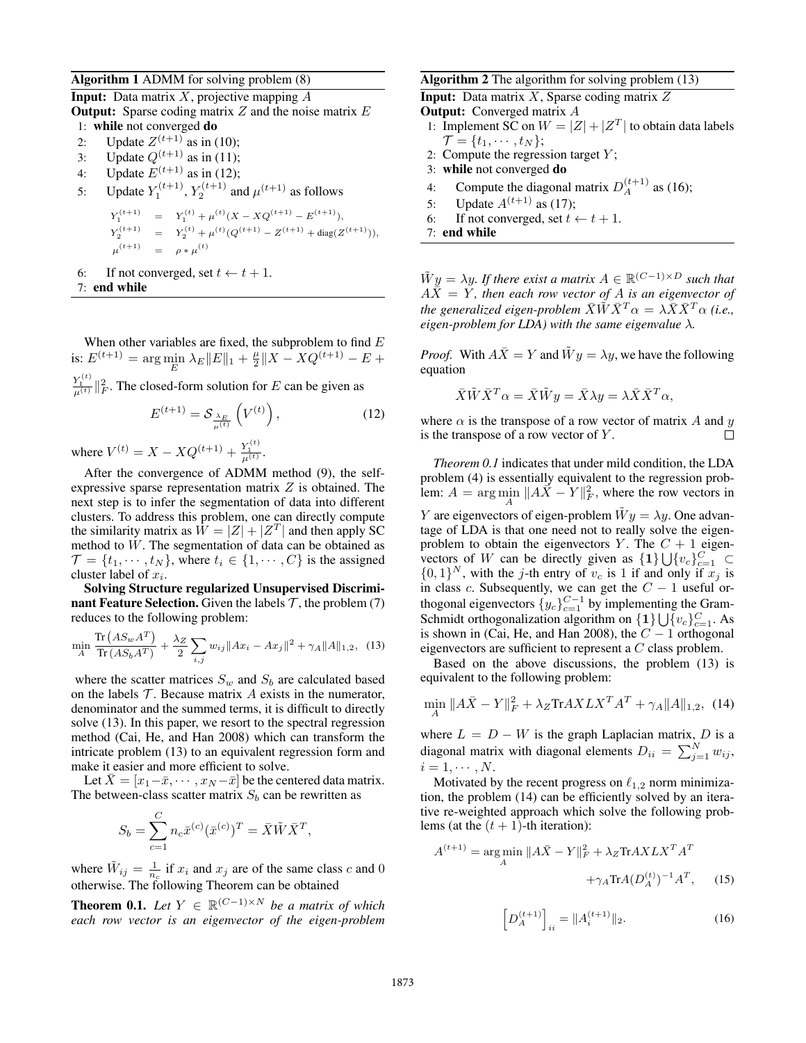**Algorithm 1** ADMM for solving problem (8)

**Input:** Data matrix $X$, projective mapping $A$

**Output:** Sparse coding matrix $Z$ and the noise matrix $E$

1: **while** not converged **do**

2: Update $Z^{(t+1)}$ as in (10);

3: Update $Q^{(t+1)}$ as in (11);

4: Update $E^{(t+1)}$ as in (12);

5: Update $Y_1^{(t+1)}$, $Y_2^{(t+1)}$ and $\mu^{(t+1)}$ as follows

$$
\begin{aligned}
Y_1^{(t+1)} &= Y_1^{(t)} + \mu^{(t)}(X - XQ^{(t+1)} - E^{(t+1)}),\\
Y_2^{(t+1)} &= Y_2^{(t)} + \mu^{(t)}(Q^{(t+1)} - Z^{(t+1)} + \mathrm{diag}(Z^{(t+1)})),\\
\mu^{(t+1)} &= \rho * \mu^{(t)}
\end{aligned}
$$

6: If not converged, set $t \leftarrow t + 1$.

7: **end while**

When other variables are fixed, the subproblem to find $E$ is: $E^{(t+1)} = \arg\min_E \lambda_E \|E\|_1 + \frac{\mu}{2}\|X - XQ^{(t+1)} - E + \frac{Y_1^{(t)}}{\mu^{(t)}}\|_F^2$. The closed-form solution for $E$ can be given as

$$
E^{(t+1)} = \mathcal{S}_{\frac{\lambda_E}{\mu^{(t)}}}\left(V^{(t)}\right), \tag{12}
$$

where $V^{(t)} = X - XQ^{(t+1)} + \frac{Y_1^{(t)}}{\mu^{(t)}}$.

After the convergence of ADMM method (9), the self-expressive sparse representation matrix $Z$ is obtained. The next step is to infer the segmentation of data into different clusters. To address this problem, one can directly compute the similarity matrix as $W = |Z| + |Z^T|$ and then apply SC method to $W$. The segmentation of data can be obtained as $\mathcal{T} = \{t_1, \cdots, t_N\}$, where $t_i \in \{1, \cdots, C\}$ is the assigned cluster label of $x_i$.

**Solving Structure regularized Unsupervised Discriminant Feature Selection.** Given the labels $\mathcal{T}$, the problem (7) reduces to the following problem:

$$
\min_A \frac{\mathrm{Tr}\left(AS_wA^T\right)}{\mathrm{Tr}\left(AS_bA^T\right)} + \frac{\lambda_Z}{2}\sum_{i,j} w_{ij}\|Ax_i - Ax_j\|^2 + \gamma_A\|A\|_{1,2}, \tag{13}
$$

where the scatter matrices $S_w$ and $S_b$ are calculated based on the labels $\mathcal{T}$. Because matrix $A$ exists in the numerator, denominator and the summed terms, it is difficult to directly solve (13). In this paper, we resort to the spectral regression method (Cai, He, and Han 2008) which can transform the intricate problem (13) to an equivalent regression form and make it easier and more efficient to solve.

Let $\bar{X} = [x_1 - \bar{x}, \cdots, x_N - \bar{x}]$ be the centered data matrix. The between-class scatter matrix $S_b$ can be rewritten as

$$
S_b = \sum_{c=1}^{C} n_c \bar{x}^{(c)} (\bar{x}^{(c)})^T = \bar{X}\tilde{W}\bar{X}^T,
$$

where $\tilde{W}_{ij} = \frac{1}{n_c}$ if $x_i$ and $x_j$ are of the same class $c$ and $0$ otherwise. The following Theorem can be obtained

**Theorem 0.1.** *Let $Y \in \mathbb{R}^{(C-1)\times N}$ be a matrix of which each row vector is an eigenvector of the eigen-problem $\tilde{W}y = \lambda y$. If there exist a matrix $A \in \mathbb{R}^{(C-1)\times D}$ such that $A\bar{X} = Y$, then each row vector of $A$ is an eigenvector of the generalized eigen-problem $\bar{X}\tilde{W}\bar{X}^T\alpha = \lambda\bar{X}\bar{X}^T\alpha$ (i.e., eigen-problem for LDA) with the same eigenvalue $\lambda$.*

*Proof.* With $A\bar{X} = Y$ and $\tilde{W}y = \lambda y$, we have the following equation

$$
\bar{X}\tilde{W}\bar{X}^T\alpha = \bar{X}\tilde{W}y = \bar{X}\lambda y = \lambda\bar{X}\bar{X}^T\alpha,
$$

where $\alpha$ is the transpose of a row vector of matrix $A$ and $y$ is the transpose of a row vector of $Y$. $\square$

*Theorem 0.1* indicates that under mild condition, the LDA problem (4) is essentially equivalent to the regression problem: $A = \arg\min_A \|A\bar{X} - Y\|_F^2$, where the row vectors in $Y$ are eigenvectors of eigen-problem $\tilde{W}y = \lambda y$. One advantage of LDA is that one need not to really solve the eigen-problem to obtain the eigenvectors $Y$. The $C+1$ eigenvectors of $W$ can be directly given as $\{\mathbf{1}\}\bigcup\{v_c\}_{c=1}^{C} \subset \{0,1\}^N$, with the $j$-th entry of $v_c$ is 1 if and only if $x_j$ is in class $c$. Subsequently, we can get the $C-1$ useful orthogonal eigenvectors $\{y_c\}_{c=1}^{C-1}$ by implementing the Gram-Schmidt orthogonalization algorithm on $\{\mathbf{1}\}\bigcup\{v_c\}_{c=1}^{C}$. As is shown in (Cai, He, and Han 2008), the $C-1$ orthogonal eigenvectors are sufficient to represent a $C$ class problem.

Based on the above discussions, the problem (13) is equivalent to the following problem:

$$
\min_A \|A\bar{X} - Y\|_F^2 + \lambda_Z \mathrm{Tr}AXLX^TA^T + \gamma_A\|A\|_{1,2}, \tag{14}
$$

where $L = D - W$ is the graph Laplacian matrix, $D$ is a diagonal matrix with diagonal elements $D_{ii} = \sum_{j=1}^{N} w_{ij}$, $i = 1, \cdots, N$.

Motivated by the recent progress on $\ell_{1,2}$ norm minimization, the problem (14) can be efficiently solved by an iterative re-weighted approach which solve the following problems (at the $(t+1)$-th iteration):

$$
\begin{aligned}
A^{(t+1)} = \arg\min_A \|A\bar{X} - Y\|_F^2 &+ \lambda_Z \mathrm{Tr}AXLX^TA^T \\
&+ \gamma_A \mathrm{Tr}A(D_A^{(t)})^{-1}A^T,
\end{aligned} \tag{15}
$$

$$
\left[D_A^{(t+1)}\right]_{ii} = \|A_i^{(t+1)}\|_2. \tag{16}
$$

**Algorithm 2** The algorithm for solving problem (13)

**Input:** Data matrix $X$, Sparse coding matrix $Z$

**Output:** Converged matrix $A$

1: Implement SC on $W = |Z| + |Z^T|$ to obtain data labels $\mathcal{T} = \{t_1, \cdots, t_N\}$;

2: Compute the regression target $Y$;

3: **while** not converged **do**

4: Compute the diagonal matrix $D_A^{(t+1)}$ as (16);

5: Update $A^{(t+1)}$ as (17);

6: If not converged, set $t \leftarrow t + 1$.

7: **end while**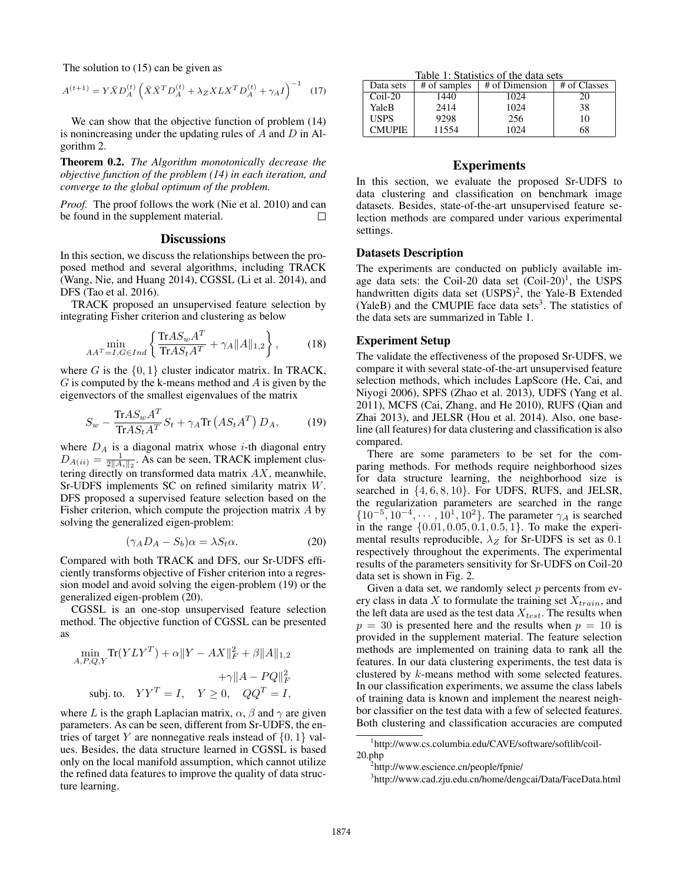The solution to (15) can be given as

$$A^{(t+1)} = Y\bar{X}D_A^{(t)}\left(\bar{X}\bar{X}^T D_A^{(t)} + \lambda_Z XLX^T D_A^{(t)} + \gamma_A I\right)^{-1} \quad (17)$$

We can show that the objective function of problem (14) is nonincreasing under the updating rules of $A$ and $D$ in Algorithm 2.

**Theorem 0.2.** *The Algorithm monotonically decrease the objective function of the problem (14) in each iteration, and converge to the global optimum of the problem.*

*Proof.* The proof follows the work (Nie et al. 2010) and can be found in the supplement material. □

## Discussions

In this section, we discuss the relationships between the proposed method and several algorithms, including TRACK (Wang, Nie, and Huang 2014), CGSSL (Li et al. 2014), and DFS (Tao et al. 2016).

TRACK proposed an unsupervised feature selection by integrating Fisher criterion and clustering as below

$$\min_{AA^T=I, G\in Ind}\left\{\frac{\mathrm{Tr}AS_wA^T}{\mathrm{Tr}AS_tA^T} + \gamma_A\|A\|_{1,2}\right\}, \quad (18)$$

where $G$ is the $\{0,1\}$ cluster indicator matrix. In TRACK, $G$ is computed by the k-means method and $A$ is given by the eigenvectors of the smallest eigenvalues of the matrix

$$S_w - \frac{\mathrm{Tr}AS_wA^T}{\mathrm{Tr}AS_tA^T}S_t + \gamma_A \mathrm{Tr}\left(AS_tA^T\right)D_A, \quad (19)$$

where $D_A$ is a diagonal matrix whose $i$-th diagonal entry $D_{A(ii)} = \frac{1}{2\|A_i\|_2}$. As can be seen, TRACK implement clustering directly on transformed data matrix $AX$, meanwhile, Sr-UDFS implements SC on refined similarity matrix $W$. DFS proposed a supervised feature selection based on the Fisher criterion, which compute the projection matrix $A$ by solving the generalized eigen-problem:

$$(\gamma_A D_A - S_b)\alpha = \lambda S_t \alpha. \quad (20)$$

Compared with both TRACK and DFS, our Sr-UDFS efficiently transforms objective of Fisher criterion into a regression model and avoid solving the eigen-problem (19) or the generalized eigen-problem (20).

CGSSL is an one-stop unsupervised feature selection method. The objective function of CGSSL can be presented as

$$\begin{aligned}\min_{A,P,Q,Y} &\mathrm{Tr}(YLY^T) + \alpha\|Y - AX\|_F^2 + \beta\|A\|_{1,2} \\ &+\gamma\|A - PQ\|_F^2 \\ \text{subj. to.} \quad &YY^T = I, \quad Y \geq 0, \quad QQ^T = I,\end{aligned}$$

where $L$ is the graph Laplacian matrix, $\alpha$, $\beta$ and $\gamma$ are given parameters. As can be seen, different from Sr-UDFS, the entries of target $Y$ are nonnegative reals instead of $\{0,1\}$ values. Besides, the data structure learned in CGSSL is based only on the local manifold assumption, which cannot utilize the refined data features to improve the quality of data structure learning.

Table 1: Statistics of the data sets

| Data sets | # of samples | # of Dimension | # of Classes |
|---|---|---|---|
| Coil-20 | 1440 | 1024 | 20 |
| YaleB | 2414 | 1024 | 38 |
| USPS | 9298 | 256 | 10 |
| CMUPIE | 11554 | 1024 | 68 |

## Experiments

In this section, we evaluate the proposed Sr-UDFS to data clustering and classification on benchmark image datasets. Besides, state-of-the-art unsupervised feature selection methods are compared under various experimental settings.

### Datasets Description

The experiments are conducted on publicly available image data sets: the Coil-20 data set (Coil-20)[1], the USPS handwritten digits data set (USPS)[2], the Yale-B Extended (YaleB) and the CMUPIE face data sets[3]. The statistics of the data sets are summarized in Table 1.

### Experiment Setup

The validate the effectiveness of the proposed Sr-UDFS, we compare it with several state-of-the-art unsupervised feature selection methods, which includes LapScore (He, Cai, and Niyogi 2006), SPFS (Zhao et al. 2013), UDFS (Yang et al. 2011), MCFS (Cai, Zhang, and He 2010), RUFS (Qian and Zhai 2013), and JELSR (Hou et al. 2014). Also, one baseline (all features) for data clustering and classification is also compared.

There are some parameters to be set for the comparing methods. For methods require neighborhood sizes for data structure learning, the neighborhood size is searched in $\{4, 6, 8, 10\}$. For UDFS, RUFS, and JELSR, the regularization parameters are searched in the range $\{10^{-5}, 10^{-4}, \cdots, 10^1, 10^2\}$. The parameter $\gamma_A$ is searched in the range $\{0.01, 0.05, 0.1, 0.5, 1\}$. To make the experimental results reproducible, $\lambda_Z$ for Sr-UDFS is set as $0.1$ respectively throughout the experiments. The experimental results of the parameters sensitivity for Sr-UDFS on Coil-20 data set is shown in Fig. 2.

Given a data set, we randomly select $p$ percents from every class in data $X$ to formulate the training set $X_{train}$, and the left data are used as the test data $X_{test}$. The results when $p = 30$ is presented here and the results when $p = 10$ is provided in the supplement material. The feature selection methods are implemented on training data to rank all the features. In our data clustering experiments, the test data is clustered by $k$-means method with some selected features. In our classification experiments, we assume the class labels of training data is known and implement the nearest neighbor classifier on the test data with a few of selected features. Both clustering and classification accuracies are computed

[1] http://www.cs.columbia.edu/CAVE/software/softlib/coil-20.php

[2] http://www.escience.cn/people/fpnie/

[3] http://www.cad.zju.edu.cn/home/dengcai/Data/FaceData.html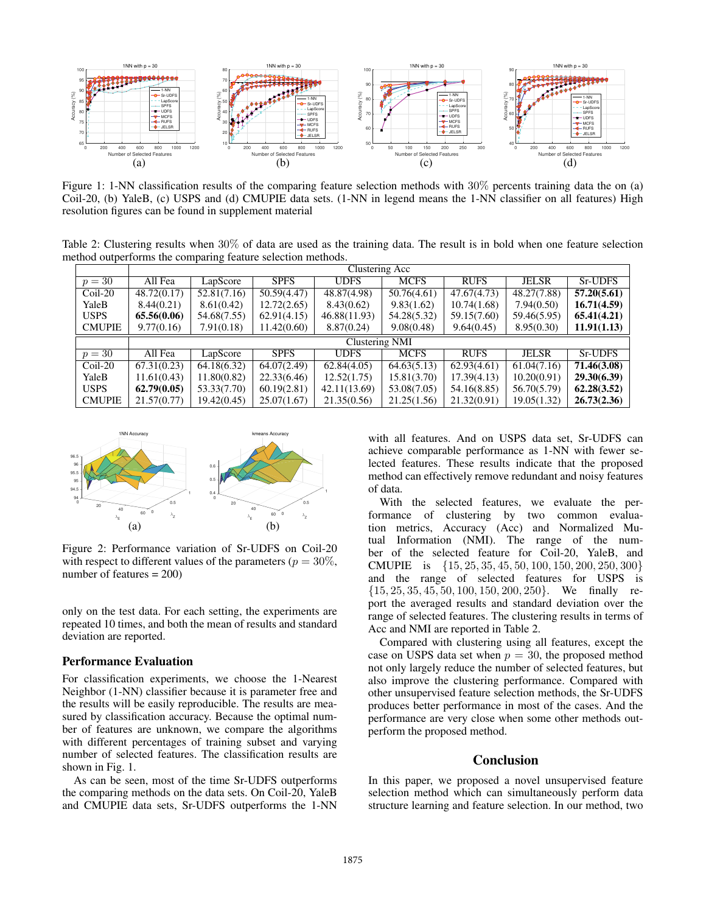Figure 1: 1-NN classification results of the comparing feature selection methods with 30% percents training data the on (a) Coil-20, (b) YaleB, (c) USPS and (d) CMUPIE data sets. (1-NN in legend means the 1-NN classifier on all features) High resolution figures can be found in supplement material

Table 2: Clustering results when 30% of data are used as the training data. The result is in bold when one feature selection method outperforms the comparing feature selection methods.

| | Clustering Acc | | | | | | | |
|---|---|---|---|---|---|---|---|---|
| $p = 30$ | All Fea | LapScore | SPFS | UDFS | MCFS | RUFS | JELSR | Sr-UDFS |
| Coil-20 | 48.72(0.17) | 52.81(7.16) | 50.59(4.47) | 48.87(4.98) | 50.76(4.61) | 47.67(4.73) | 48.27(7.88) | **57.20(5.61)** |
| YaleB | 8.44(0.21) | 8.61(0.42) | 12.72(2.65) | 8.43(0.62) | 9.83(1.62) | 10.74(1.68) | 7.94(0.50) | **16.71(4.59)** |
| USPS | **65.56(0.06)** | 54.68(7.55) | 62.91(4.15) | 46.88(11.93) | 54.28(5.32) | 59.15(7.60) | 59.46(5.95) | **65.41(4.21)** |
| CMUPIE | 9.77(0.16) | 7.91(0.18) | 11.42(0.60) | 8.87(0.24) | 9.08(0.48) | 9.64(0.45) | 8.95(0.30) | **11.91(1.13)** |
| | Clustering NMI | | | | | | | |
| $p = 30$ | All Fea | LapScore | SPFS | UDFS | MCFS | RUFS | JELSR | Sr-UDFS |
| Coil-20 | 67.31(0.23) | 64.18(6.32) | 64.07(2.49) | 62.84(4.05) | 64.63(5.13) | 62.93(4.61) | 61.04(7.16) | **71.46(3.08)** |
| YaleB | 11.61(0.43) | 11.80(0.82) | 22.33(6.46) | 12.52(1.75) | 15.81(3.70) | 17.39(4.13) | 10.20(0.91) | **29.30(6.39)** |
| USPS | **62.79(0.05)** | 53.33(7.70) | 60.19(2.81) | 42.11(13.69) | 53.08(7.05) | 54.16(8.85) | 56.70(5.79) | **62.28(3.52)** |
| CMUPIE | 21.57(0.77) | 19.42(0.45) | 25.07(1.67) | 21.35(0.56) | 21.25(1.56) | 21.32(0.91) | 19.05(1.32) | **26.73(2.36)** |

Figure 2: Performance variation of Sr-UDFS on Coil-20 with respect to different values of the parameters ($p = 30\%$, number of features = 200)

only on the test data. For each setting, the experiments are repeated 10 times, and both the mean of results and standard deviation are reported.

### Performance Evaluation

For classification experiments, we choose the 1-Nearest Neighbor (1-NN) classifier because it is parameter free and the results will be easily reproducible. The results are measured by classification accuracy. Because the optimal number of features are unknown, we compare the algorithms with different percentages of training subset and varying number of selected features. The classification results are shown in Fig. 1.

As can be seen, most of the time Sr-UDFS outperforms the comparing methods on the data sets. On Coil-20, YaleB and CMUPIE data sets, Sr-UDFS outperforms the 1-NN with all features. And on USPS data set, Sr-UDFS can achieve comparable performance as 1-NN with fewer selected features. These results indicate that the proposed method can effectively remove redundant and noisy features of data.

With the selected features, we evaluate the performance of clustering by two common evaluation metrics, Accuracy (Acc) and Normalized Mutual Information (NMI). The range of the number of the selected feature for Coil-20, YaleB, and CMUPIE is $\{15, 25, 35, 45, 50, 100, 150, 200, 250, 300\}$ and the range of selected features for USPS is $\{15, 25, 35, 45, 50, 100, 150, 200, 250\}$. We finally report the averaged results and standard deviation over the range of selected features. The clustering results in terms of Acc and NMI are reported in Table 2.

Compared with clustering using all features, except the case on USPS data set when $p = 30$, the proposed method not only largely reduce the number of selected features, but also improve the clustering performance. Compared with other unsupervised feature selection methods, the Sr-UDFS produces better performance in most of the cases. And the performance are very close when some other methods outperform the proposed method.

## Conclusion

In this paper, we proposed a novel unsupervised feature selection method which can simultaneously perform data structure learning and feature selection. In our method, two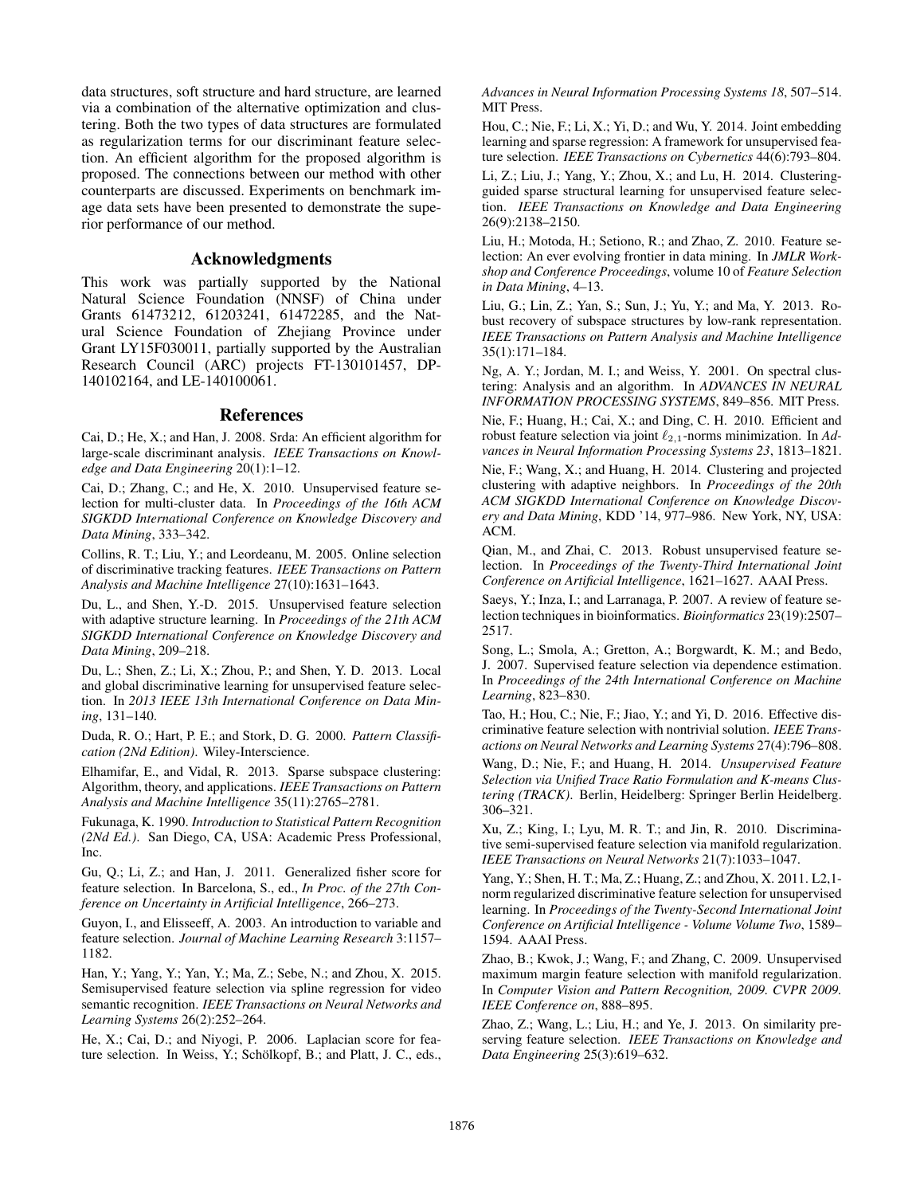data structures, soft structure and hard structure, are learned via a combination of the alternative optimization and clustering. Both the two types of data structures are formulated as regularization terms for our discriminant feature selection. An efficient algorithm for the proposed algorithm is proposed. The connections between our method with other counterparts are discussed. Experiments on benchmark image data sets have been presented to demonstrate the superior performance of our method.

## Acknowledgments

This work was partially supported by the National Natural Science Foundation (NNSF) of China under Grants 61473212, 61203241, 61472285, and the Natural Science Foundation of Zhejiang Province under Grant LY15F030011, partially supported by the Australian Research Council (ARC) projects FT-130101457, DP-140102164, and LE-140100061.

## References

Cai, D.; He, X.; and Han, J. 2008. Srda: An efficient algorithm for large-scale discriminant analysis. *IEEE Transactions on Knowledge and Data Engineering* 20(1):1–12.

Cai, D.; Zhang, C.; and He, X. 2010. Unsupervised feature selection for multi-cluster data. In *Proceedings of the 16th ACM SIGKDD International Conference on Knowledge Discovery and Data Mining*, 333–342.

Collins, R. T.; Liu, Y.; and Leordeanu, M. 2005. Online selection of discriminative tracking features. *IEEE Transactions on Pattern Analysis and Machine Intelligence* 27(10):1631–1643.

Du, L., and Shen, Y.-D. 2015. Unsupervised feature selection with adaptive structure learning. In *Proceedings of the 21th ACM SIGKDD International Conference on Knowledge Discovery and Data Mining*, 209–218.

Du, L.; Shen, Z.; Li, X.; Zhou, P.; and Shen, Y. D. 2013. Local and global discriminative learning for unsupervised feature selection. In *2013 IEEE 13th International Conference on Data Mining*, 131–140.

Duda, R. O.; Hart, P. E.; and Stork, D. G. 2000. *Pattern Classification (2Nd Edition)*. Wiley-Interscience.

Elhamifar, E., and Vidal, R. 2013. Sparse subspace clustering: Algorithm, theory, and applications. *IEEE Transactions on Pattern Analysis and Machine Intelligence* 35(11):2765–2781.

Fukunaga, K. 1990. *Introduction to Statistical Pattern Recognition (2Nd Ed.)*. San Diego, CA, USA: Academic Press Professional, Inc.

Gu, Q.; Li, Z.; and Han, J. 2011. Generalized fisher score for feature selection. In Barcelona, S., ed., *In Proc. of the 27th Conference on Uncertainty in Artificial Intelligence*, 266–273.

Guyon, I., and Elisseeff, A. 2003. An introduction to variable and feature selection. *Journal of Machine Learning Research* 3:1157–1182.

Han, Y.; Yang, Y.; Yan, Y.; Ma, Z.; Sebe, N.; and Zhou, X. 2015. Semisupervised feature selection via spline regression for video semantic recognition. *IEEE Transactions on Neural Networks and Learning Systems* 26(2):252–264.

He, X.; Cai, D.; and Niyogi, P. 2006. Laplacian score for feature selection. In Weiss, Y.; Schölkopf, B.; and Platt, J. C., eds., *Advances in Neural Information Processing Systems 18*, 507–514. MIT Press.

Hou, C.; Nie, F.; Li, X.; Yi, D.; and Wu, Y. 2014. Joint embedding learning and sparse regression: A framework for unsupervised feature selection. *IEEE Transactions on Cybernetics* 44(6):793–804.

Li, Z.; Liu, J.; Yang, Y.; Zhou, X.; and Lu, H. 2014. Clustering-guided sparse structural learning for unsupervised feature selection. *IEEE Transactions on Knowledge and Data Engineering* 26(9):2138–2150.

Liu, H.; Motoda, H.; Setiono, R.; and Zhao, Z. 2010. Feature selection: An ever evolving frontier in data mining. In *JMLR Workshop and Conference Proceedings*, volume 10 of *Feature Selection in Data Mining*, 4–13.

Liu, G.; Lin, Z.; Yan, S.; Sun, J.; Yu, Y.; and Ma, Y. 2013. Robust recovery of subspace structures by low-rank representation. *IEEE Transactions on Pattern Analysis and Machine Intelligence* 35(1):171–184.

Ng, A. Y.; Jordan, M. I.; and Weiss, Y. 2001. On spectral clustering: Analysis and an algorithm. In *ADVANCES IN NEURAL INFORMATION PROCESSING SYSTEMS*, 849–856. MIT Press.

Nie, F.; Huang, H.; Cai, X.; and Ding, C. H. 2010. Efficient and robust feature selection via joint $\ell_{2,1}$-norms minimization. In *Advances in Neural Information Processing Systems 23*, 1813–1821.

Nie, F.; Wang, X.; and Huang, H. 2014. Clustering and projected clustering with adaptive neighbors. In *Proceedings of the 20th ACM SIGKDD International Conference on Knowledge Discovery and Data Mining*, KDD '14, 977–986. New York, NY, USA: ACM.

Qian, M., and Zhai, C. 2013. Robust unsupervised feature selection. In *Proceedings of the Twenty-Third International Joint Conference on Artificial Intelligence*, 1621–1627. AAAI Press.

Saeys, Y.; Inza, I.; and Larranaga, P. 2007. A review of feature selection techniques in bioinformatics. *Bioinformatics* 23(19):2507–2517.

Song, L.; Smola, A.; Gretton, A.; Borgwardt, K. M.; and Bedo, J. 2007. Supervised feature selection via dependence estimation. In *Proceedings of the 24th International Conference on Machine Learning*, 823–830.

Tao, H.; Hou, C.; Nie, F.; Jiao, Y.; and Yi, D. 2016. Effective discriminative feature selection with nontrivial solution. *IEEE Transactions on Neural Networks and Learning Systems* 27(4):796–808.

Wang, D.; Nie, F.; and Huang, H. 2014. *Unsupervised Feature Selection via Unified Trace Ratio Formulation and K-means Clustering (TRACK)*. Berlin, Heidelberg: Springer Berlin Heidelberg. 306–321.

Xu, Z.; King, I.; Lyu, M. R. T.; and Jin, R. 2010. Discriminative semi-supervised feature selection via manifold regularization. *IEEE Transactions on Neural Networks* 21(7):1033–1047.

Yang, Y.; Shen, H. T.; Ma, Z.; Huang, Z.; and Zhou, X. 2011. L2,1-norm regularized discriminative feature selection for unsupervised learning. In *Proceedings of the Twenty-Second International Joint Conference on Artificial Intelligence - Volume Volume Two*, 1589–1594. AAAI Press.

Zhao, B.; Kwok, J.; Wang, F.; and Zhang, C. 2009. Unsupervised maximum margin feature selection with manifold regularization. In *Computer Vision and Pattern Recognition, 2009. CVPR 2009. IEEE Conference on*, 888–895.

Zhao, Z.; Wang, L.; Liu, H.; and Ye, J. 2013. On similarity preserving feature selection. *IEEE Transactions on Knowledge and Data Engineering* 25(3):619–632.